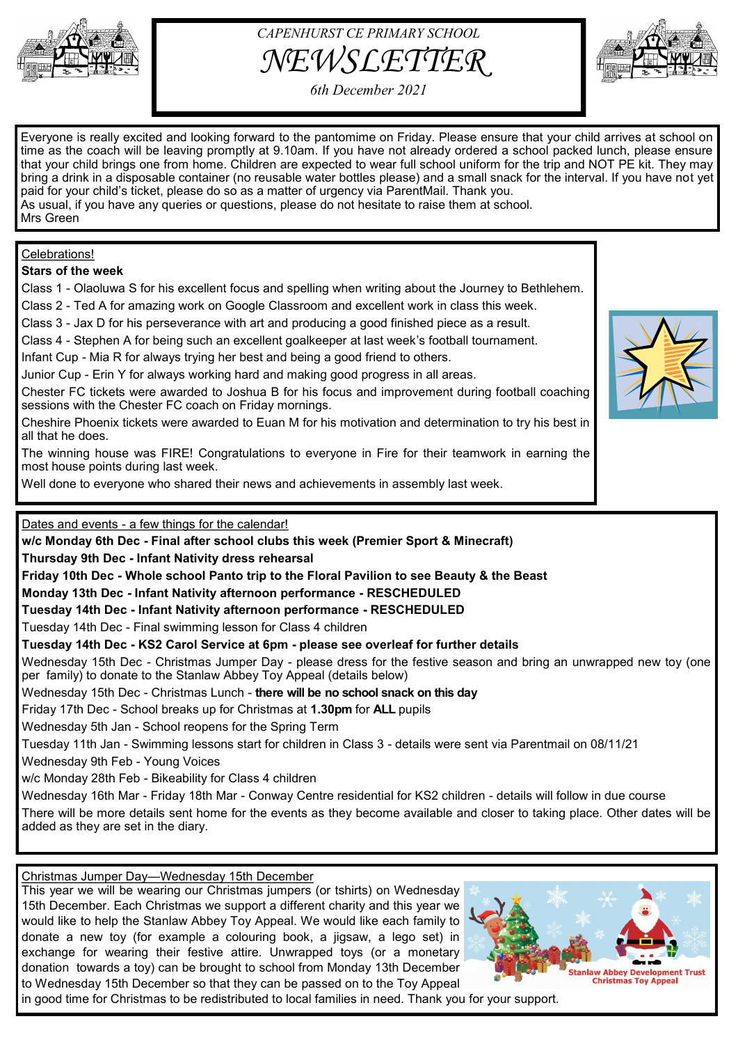CAPENHURST CE PRIMARY SCHOOL

# NEWSLETTER

*6th December 2021*

Everyone is really excited and looking forward to the pantomime on Friday. Please ensure that your child arrives at school on time as the coach will be leaving promptly at 9.10am. If you have not already ordered a school packed lunch, please ensure that your child brings one from home. Children are expected to wear full school uniform for the trip and NOT PE kit. They may bring a drink in a disposable container (no reusable water bottles please) and a small snack for the interval. If you have not yet paid for your child's ticket, please do so as a matter of urgency via ParentMail. Thank you.

As usual, if you have any queries or questions, please do not hesitate to raise them at school.

Mrs Green

## Celebrations!

**Stars of the week**

Class 1 - Olaoluwa S for his excellent focus and spelling when writing about the Journey to Bethlehem.

Class 2 - Ted A for amazing work on Google Classroom and excellent work in class this week.

Class 3 - Jax D for his perseverance with art and producing a good finished piece as a result.

Class 4 - Stephen A for being such an excellent goalkeeper at last week's football tournament.

Infant Cup - Mia R for always trying her best and being a good friend to others.

Junior Cup - Erin Y for always working hard and making good progress in all areas.

Chester FC tickets were awarded to Joshua B for his focus and improvement during football coaching sessions with the Chester FC coach on Friday mornings.

Cheshire Phoenix tickets were awarded to Euan M for his motivation and determination to try his best in all that he does.

The winning house was FIRE! Congratulations to everyone in Fire for their teamwork in earning the most house points during last week.

Well done to everyone who shared their news and achievements in assembly last week.

## Dates and events - a few things for the calendar!

**w/c Monday 6th Dec - Final after school clubs this week (Premier Sport & Minecraft)**

**Thursday 9th Dec - Infant Nativity dress rehearsal**

**Friday 10th Dec - Whole school Panto trip to the Floral Pavilion to see Beauty & the Beast**

**Monday 13th Dec - Infant Nativity afternoon performance - RESCHEDULED**

**Tuesday 14th Dec - Infant Nativity afternoon performance - RESCHEDULED**

Tuesday 14th Dec - Final swimming lesson for Class 4 children

**Tuesday 14th Dec - KS2 Carol Service at 6pm - please see overleaf for further details**

Wednesday 15th Dec - Christmas Jumper Day - please dress for the festive season and bring an unwrapped new toy (one per family) to donate to the Stanlaw Abbey Toy Appeal (details below)

Wednesday 15th Dec - Christmas Lunch - **there will be no school snack on this day**

Friday 17th Dec - School breaks up for Christmas at **1.30pm** for **ALL** pupils

Wednesday 5th Jan - School reopens for the Spring Term

Tuesday 11th Jan - Swimming lessons start for children in Class 3 - details were sent via Parentmail on 08/11/21

Wednesday 9th Feb - Young Voices

w/c Monday 28th Feb - Bikeability for Class 4 children

Wednesday 16th Mar - Friday 18th Mar - Conway Centre residential for KS2 children - details will follow in due course

There will be more details sent home for the events as they become available and closer to taking place. Other dates will be added as they are set in the diary.

## Christmas Jumper Day—Wednesday 15th December

This year we will be wearing our Christmas jumpers (or tshirts) on Wednesday 15th December. Each Christmas we support a different charity and this year we would like to help the Stanlaw Abbey Toy Appeal. We would like each family to donate a new toy (for example a colouring book, a jigsaw, a lego set) in exchange for wearing their festive attire. Unwrapped toys (or a monetary donation towards a toy) can be brought to school from Monday 13th December to Wednesday 15th December so that they can be passed on to the Toy Appeal in good time for Christmas to be redistributed to local families in need. Thank you for your support.

Stanlaw Abbey Development Trust Christmas Toy Appeal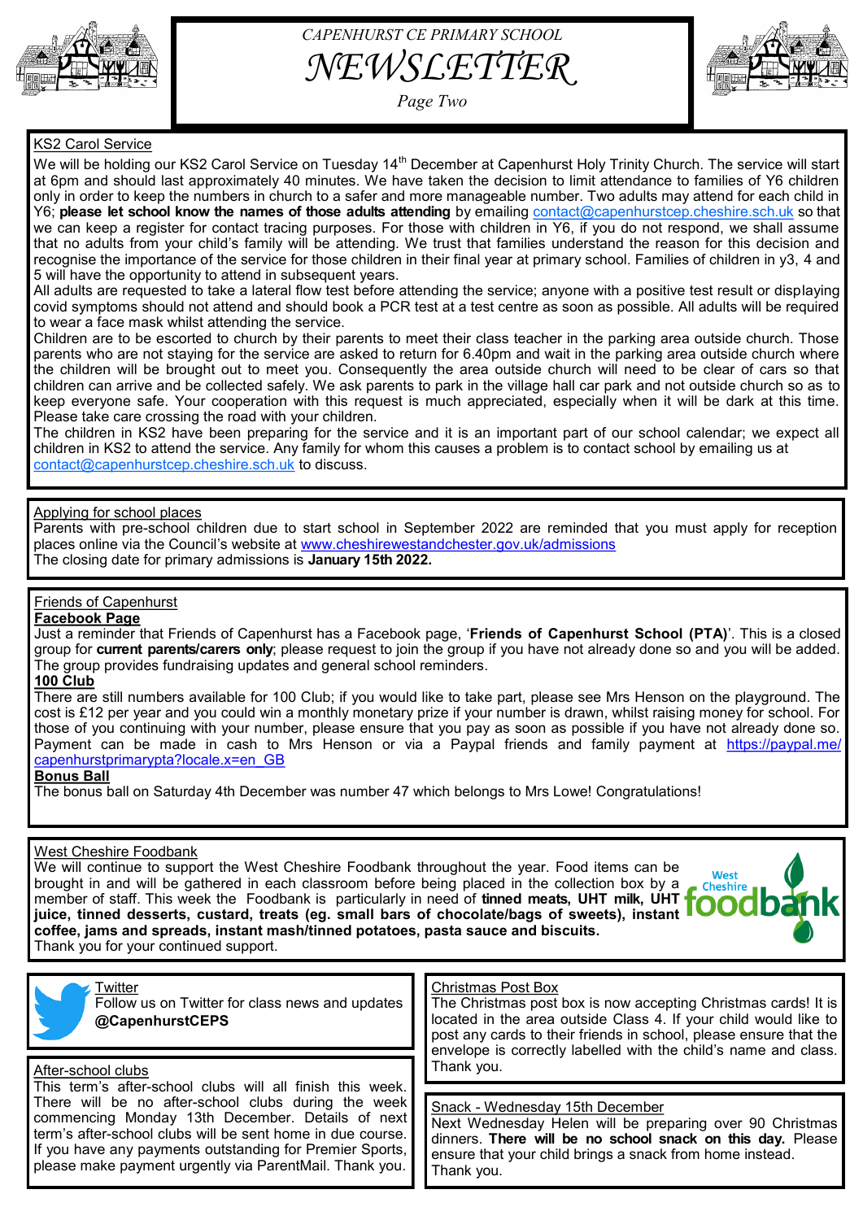CAPENHURST CE PRIMARY SCHOOL

# NEWSLETTER

*Page Two*

## KS2 Carol Service

We will be holding our KS2 Carol Service on Tuesday 14th December at Capenhurst Holy Trinity Church. The service will start at 6pm and should last approximately 40 minutes. We have taken the decision to limit attendance to families of Y6 children only in order to keep the numbers in church to a safer and more manageable number. Two adults may attend for each child in Y6; **please let school know the names of those adults attending** by emailing contact@capenhurstcep.cheshire.sch.uk so that we can keep a register for contact tracing purposes. For those with children in Y6, if you do not respond, we shall assume that no adults from your child's family will be attending. We trust that families understand the reason for this decision and recognise the importance of the service for those children in their final year at primary school. Families of children in y3, 4 and 5 will have the opportunity to attend in subsequent years.

All adults are requested to take a lateral flow test before attending the service; anyone with a positive test result or displaying covid symptoms should not attend and should book a PCR test at a test centre as soon as possible. All adults will be required to wear a face mask whilst attending the service.

Children are to be escorted to church by their parents to meet their class teacher in the parking area outside church. Those parents who are not staying for the service are asked to return for 6.40pm and wait in the parking area outside church where the children will be brought out to meet you. Consequently the area outside church will need to be clear of cars so that children can arrive and be collected safely. We ask parents to park in the village hall car park and not outside church so as to keep everyone safe. Your cooperation with this request is much appreciated, especially when it will be dark at this time. Please take care crossing the road with your children.

The children in KS2 have been preparing for the service and it is an important part of our school calendar; we expect all children in KS2 to attend the service. Any family for whom this causes a problem is to contact school by emailing us at contact@capenhurstcep.cheshire.sch.uk to discuss.

## Applying for school places

Parents with pre-school children due to start school in September 2022 are reminded that you must apply for reception places online via the Council's website at www.cheshirewestandchester.gov.uk/admissions

The closing date for primary admissions is **January 15th 2022.**

## Friends of Capenhurst

### Facebook Page

Just a reminder that Friends of Capenhurst has a Facebook page, '**Friends of Capenhurst School (PTA)**'. This is a closed group for **current parents/carers only**; please request to join the group if you have not already done so and you will be added. The group provides fundraising updates and general school reminders.

### 100 Club

There are still numbers available for 100 Club; if you would like to take part, please see Mrs Henson on the playground. The cost is £12 per year and you could win a monthly monetary prize if your number is drawn, whilst raising money for school. For those of you continuing with your number, please ensure that you pay as soon as possible if you have not already done so. Payment can be made in cash to Mrs Henson or via a Paypal friends and family payment at https://paypal.me/capenhurstprimarypta?locale.x=en_GB

### Bonus Ball

The bonus ball on Saturday 4th December was number 47 which belongs to Mrs Lowe! Congratulations!

## West Cheshire Foodbank

We will continue to support the West Cheshire Foodbank throughout the year. Food items can be brought in and will be gathered in each classroom before being placed in the collection box by a member of staff. This week the Foodbank is particularly in need of **tinned meats, UHT milk, UHT juice, tinned desserts, custard, treats (eg. small bars of chocolate/bags of sweets), instant coffee, jams and spreads, instant mash/tinned potatoes, pasta sauce and biscuits.**

Thank you for your continued support.

## Twitter

Follow us on Twitter for class news and updates **@CapenhurstCEPS**

## After-school clubs

This term's after-school clubs will all finish this week. There will be no after-school clubs during the week commencing Monday 13th December. Details of next term's after-school clubs will be sent home in due course. If you have any payments outstanding for Premier Sports, please make payment urgently via ParentMail. Thank you.

## Christmas Post Box

The Christmas post box is now accepting Christmas cards! It is located in the area outside Class 4. If your child would like to post any cards to their friends in school, please ensure that the envelope is correctly labelled with the child's name and class. Thank you.

## Snack - Wednesday 15th December

Next Wednesday Helen will be preparing over 90 Christmas dinners. **There will be no school snack on this day.** Please ensure that your child brings a snack from home instead.

Thank you.